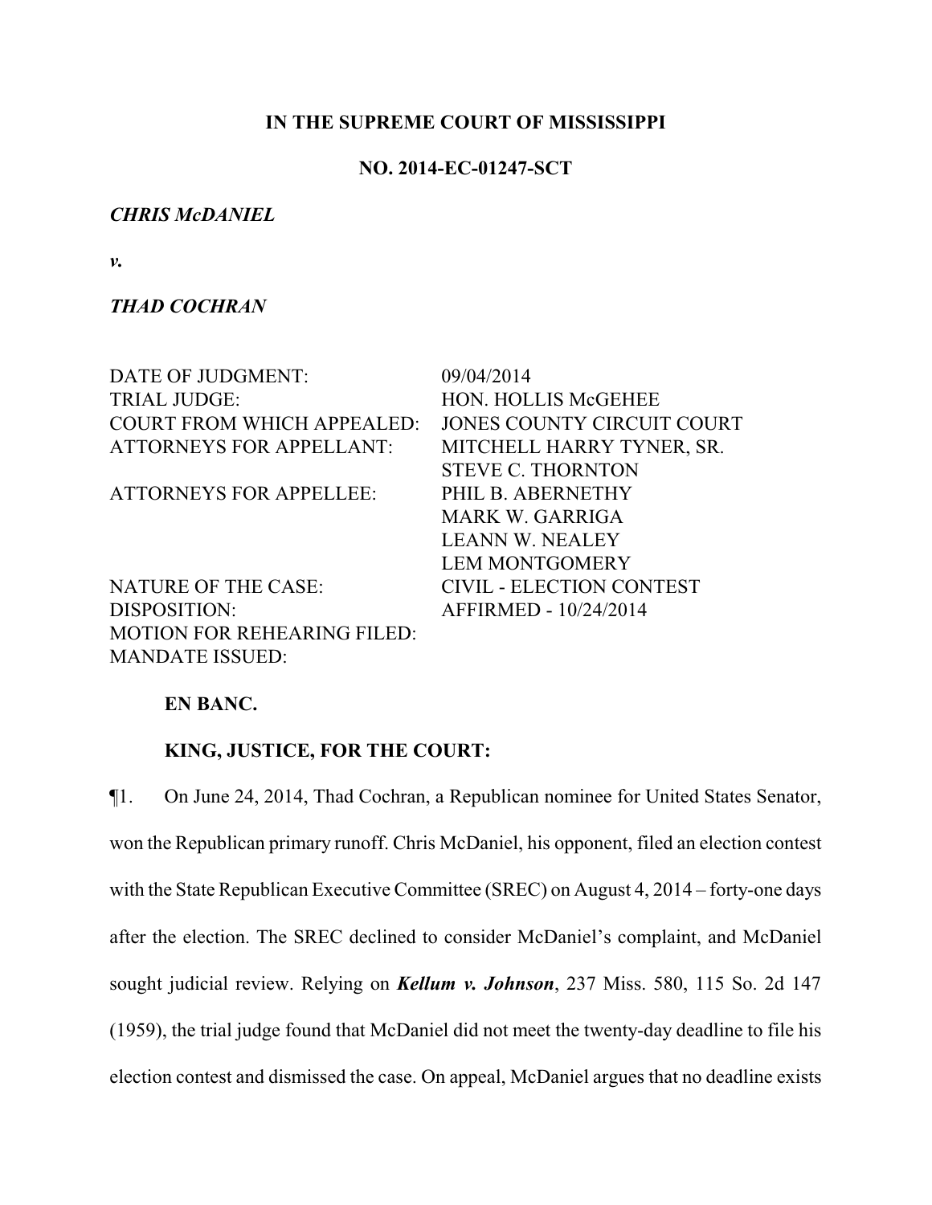**IN THE SUPREME COURT OF MISSISSIPPI**

**NO. 2014-EC-01247-SCT**

***CHRIS McDANIEL***

***v.***

***THAD COCHRAN***

| | |
|---|---|
| DATE OF JUDGMENT: | 09/04/2014 |
| TRIAL JUDGE: | HON. HOLLIS McGEHEE |
| COURT FROM WHICH APPEALED: | JONES COUNTY CIRCUIT COURT |
| ATTORNEYS FOR APPELLANT: | MITCHELL HARRY TYNER, SR. |
| | STEVE C. THORNTON |
| ATTORNEYS FOR APPELLEE: | PHIL B. ABERNETHY |
| | MARK W. GARRIGA |
| | LEANN W. NEALEY |
| | LEM MONTGOMERY |
| NATURE OF THE CASE: | CIVIL - ELECTION CONTEST |
| DISPOSITION: | AFFIRMED - 10/24/2014 |
| MOTION FOR REHEARING FILED: | |
| MANDATE ISSUED: | |

**EN BANC.**

**KING, JUSTICE, FOR THE COURT:**

¶1. On June 24, 2014, Thad Cochran, a Republican nominee for United States Senator, won the Republican primary runoff. Chris McDaniel, his opponent, filed an election contest with the State Republican Executive Committee (SREC) on August 4, 2014 – forty-one days after the election. The SREC declined to consider McDaniel's complaint, and McDaniel sought judicial review. Relying on ***Kellum v. Johnson***, 237 Miss. 580, 115 So. 2d 147 (1959), the trial judge found that McDaniel did not meet the twenty-day deadline to file his election contest and dismissed the case. On appeal, McDaniel argues that no deadline exists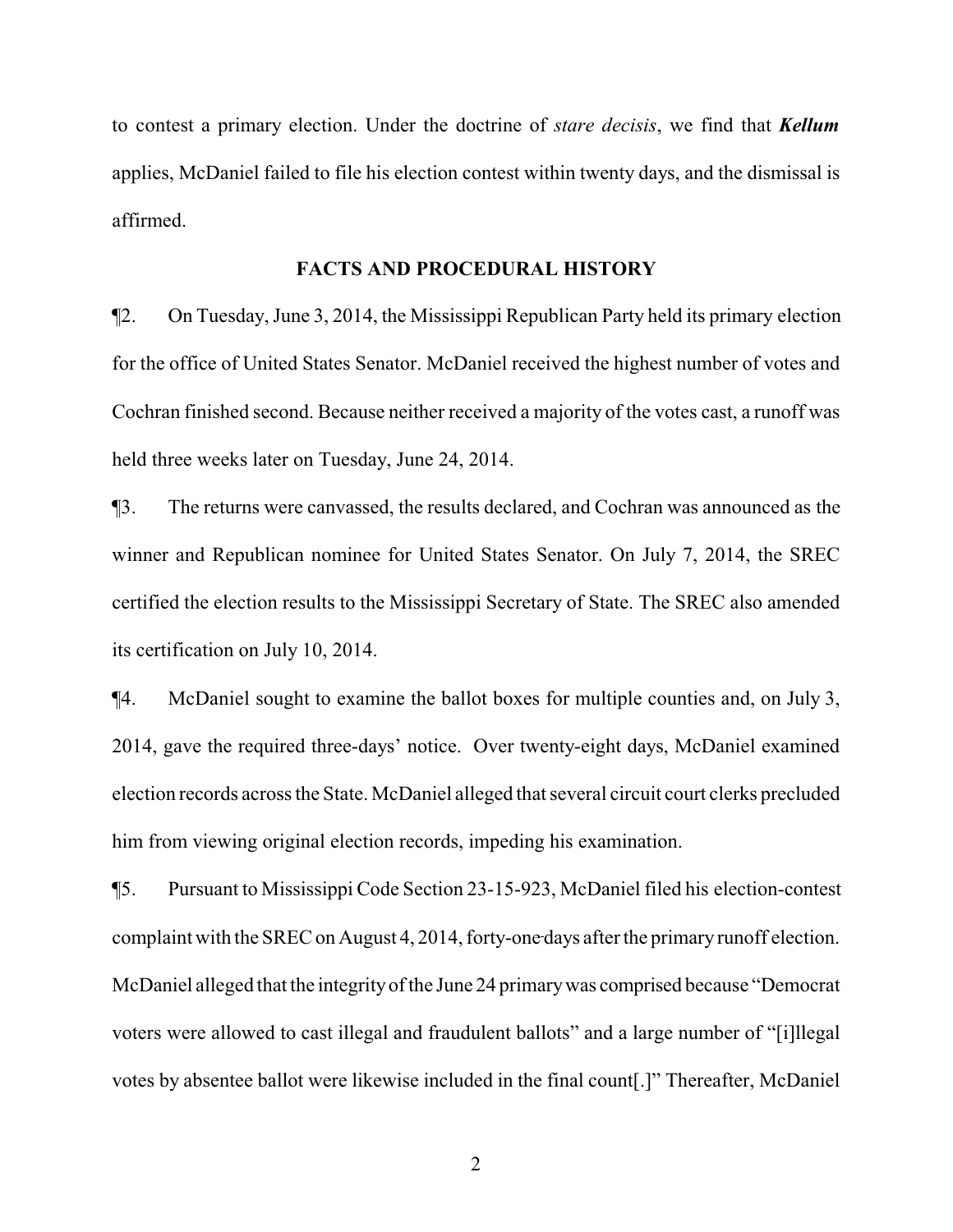to contest a primary election. Under the doctrine of *stare decisis*, we find that ***Kellum*** applies, McDaniel failed to file his election contest within twenty days, and the dismissal is affirmed.

## FACTS AND PROCEDURAL HISTORY

¶2. On Tuesday, June 3, 2014, the Mississippi Republican Party held its primary election for the office of United States Senator. McDaniel received the highest number of votes and Cochran finished second. Because neither received a majority of the votes cast, a runoff was held three weeks later on Tuesday, June 24, 2014.

¶3. The returns were canvassed, the results declared, and Cochran was announced as the winner and Republican nominee for United States Senator. On July 7, 2014, the SREC certified the election results to the Mississippi Secretary of State. The SREC also amended its certification on July 10, 2014.

¶4. McDaniel sought to examine the ballot boxes for multiple counties and, on July 3, 2014, gave the required three-days' notice. Over twenty-eight days, McDaniel examined election records across the State. McDaniel alleged that several circuit court clerks precluded him from viewing original election records, impeding his examination.

¶5. Pursuant to Mississippi Code Section 23-15-923, McDaniel filed his election-contest complaint with the SREC on August 4, 2014, forty-one-days after the primary runoff election. McDaniel alleged that the integrity of the June 24 primary was comprised because "Democrat voters were allowed to cast illegal and fraudulent ballots" and a large number of "[i]llegal votes by absentee ballot were likewise included in the final count[.]" Thereafter, McDaniel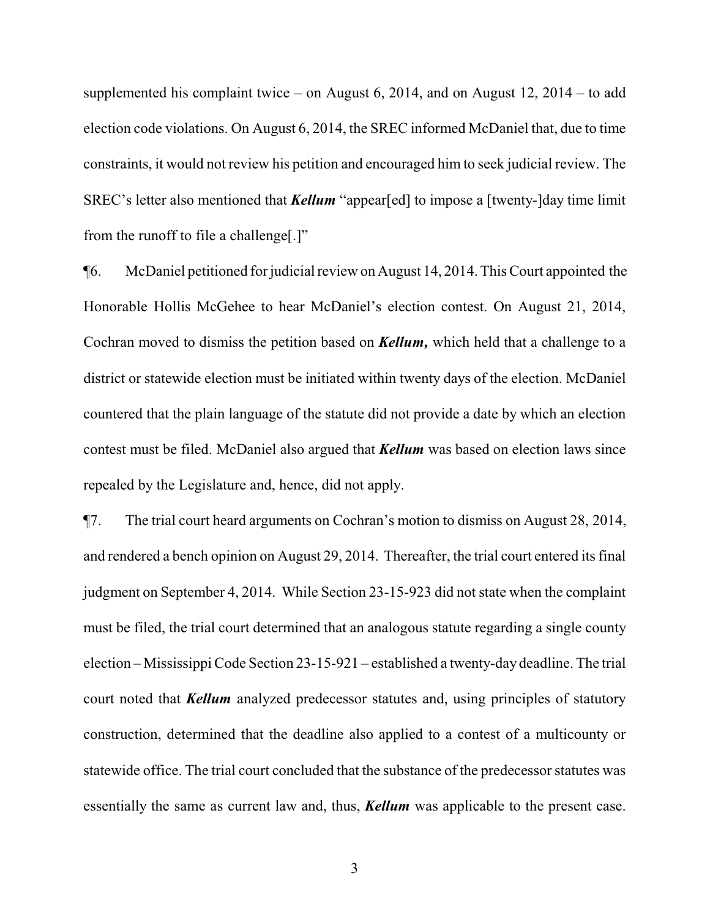supplemented his complaint twice – on August 6, 2014, and on August 12, 2014 – to add election code violations. On August 6, 2014, the SREC informed McDaniel that, due to time constraints, it would not review his petition and encouraged him to seek judicial review. The SREC's letter also mentioned that ***Kellum*** "appear[ed] to impose a [twenty-]day time limit from the runoff to file a challenge[.]"

¶6. McDaniel petitioned for judicial review on August 14, 2014. This Court appointed the Honorable Hollis McGehee to hear McDaniel's election contest. On August 21, 2014, Cochran moved to dismiss the petition based on ***Kellum,*** which held that a challenge to a district or statewide election must be initiated within twenty days of the election. McDaniel countered that the plain language of the statute did not provide a date by which an election contest must be filed. McDaniel also argued that ***Kellum*** was based on election laws since repealed by the Legislature and, hence, did not apply.

¶7. The trial court heard arguments on Cochran's motion to dismiss on August 28, 2014, and rendered a bench opinion on August 29, 2014. Thereafter, the trial court entered its final judgment on September 4, 2014. While Section 23-15-923 did not state when the complaint must be filed, the trial court determined that an analogous statute regarding a single county election – Mississippi Code Section 23-15-921 – established a twenty-day deadline. The trial court noted that ***Kellum*** analyzed predecessor statutes and, using principles of statutory construction, determined that the deadline also applied to a contest of a multicounty or statewide office. The trial court concluded that the substance of the predecessor statutes was essentially the same as current law and, thus, ***Kellum*** was applicable to the present case.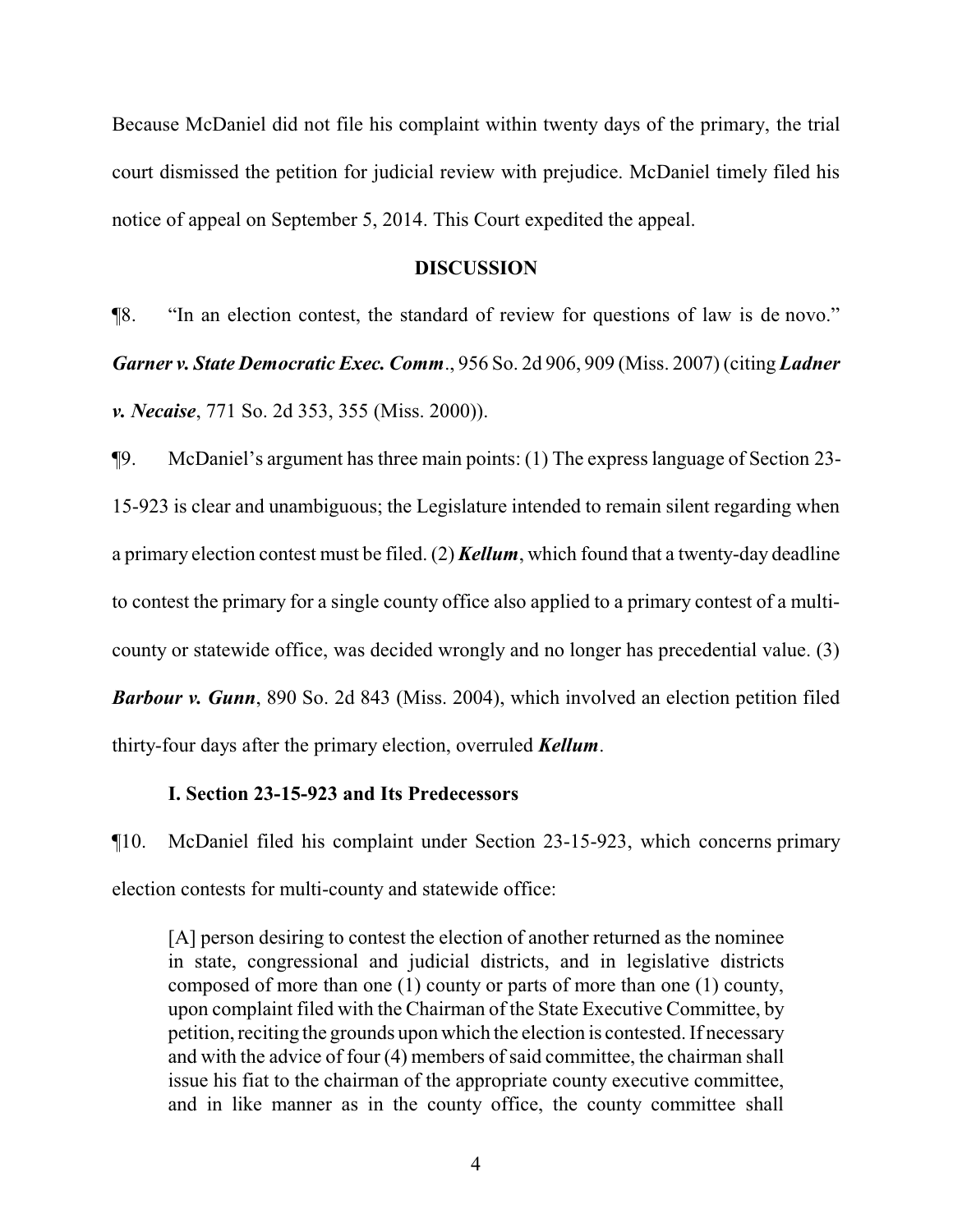Because McDaniel did not file his complaint within twenty days of the primary, the trial court dismissed the petition for judicial review with prejudice. McDaniel timely filed his notice of appeal on September 5, 2014. This Court expedited the appeal.

**DISCUSSION**

¶8. "In an election contest, the standard of review for questions of law is de novo." ***Garner v. State Democratic Exec. Comm***., 956 So. 2d 906, 909 (Miss. 2007) (citing ***Ladner v. Necaise***, 771 So. 2d 353, 355 (Miss. 2000)).

¶9. McDaniel's argument has three main points: (1) The express language of Section 23-15-923 is clear and unambiguous; the Legislature intended to remain silent regarding when a primary election contest must be filed. (2) ***Kellum***, which found that a twenty-day deadline to contest the primary for a single county office also applied to a primary contest of a multi-county or statewide office, was decided wrongly and no longer has precedential value. (3) ***Barbour v. Gunn***, 890 So. 2d 843 (Miss. 2004), which involved an election petition filed thirty-four days after the primary election, overruled ***Kellum***.

**I. Section 23-15-923 and Its Predecessors**

¶10. McDaniel filed his complaint under Section 23-15-923, which concerns primary election contests for multi-county and statewide office:

> [A] person desiring to contest the election of another returned as the nominee in state, congressional and judicial districts, and in legislative districts composed of more than one (1) county or parts of more than one (1) county, upon complaint filed with the Chairman of the State Executive Committee, by petition, reciting the grounds upon which the election is contested. If necessary and with the advice of four (4) members of said committee, the chairman shall issue his fiat to the chairman of the appropriate county executive committee, and in like manner as in the county office, the county committee shall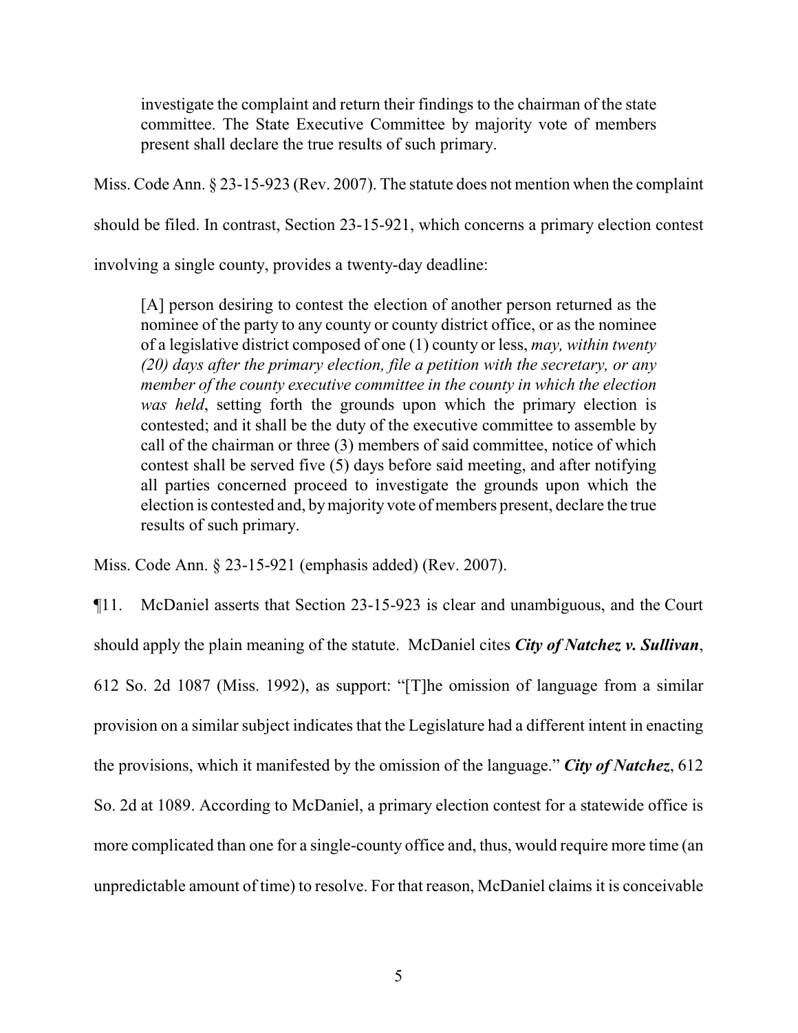> investigate the complaint and return their findings to the chairman of the state committee. The State Executive Committee by majority vote of members present shall declare the true results of such primary.

Miss. Code Ann. § 23-15-923 (Rev. 2007). The statute does not mention when the complaint should be filed. In contrast, Section 23-15-921, which concerns a primary election contest involving a single county, provides a twenty-day deadline:

> [A] person desiring to contest the election of another person returned as the nominee of the party to any county or county district office, or as the nominee of a legislative district composed of one (1) county or less, *may, within twenty (20) days after the primary election, file a petition with the secretary, or any member of the county executive committee in the county in which the election was held*, setting forth the grounds upon which the primary election is contested; and it shall be the duty of the executive committee to assemble by call of the chairman or three (3) members of said committee, notice of which contest shall be served five (5) days before said meeting, and after notifying all parties concerned proceed to investigate the grounds upon which the election is contested and, by majority vote of members present, declare the true results of such primary.

Miss. Code Ann. § 23-15-921 (emphasis added) (Rev. 2007).

¶11. McDaniel asserts that Section 23-15-923 is clear and unambiguous, and the Court should apply the plain meaning of the statute. McDaniel cites ***City of Natchez v. Sullivan***, 612 So. 2d 1087 (Miss. 1992), as support: "[T]he omission of language from a similar provision on a similar subject indicates that the Legislature had a different intent in enacting the provisions, which it manifested by the omission of the language." ***City of Natchez***, 612 So. 2d at 1089. According to McDaniel, a primary election contest for a statewide office is more complicated than one for a single-county office and, thus, would require more time (an unpredictable amount of time) to resolve. For that reason, McDaniel claims it is conceivable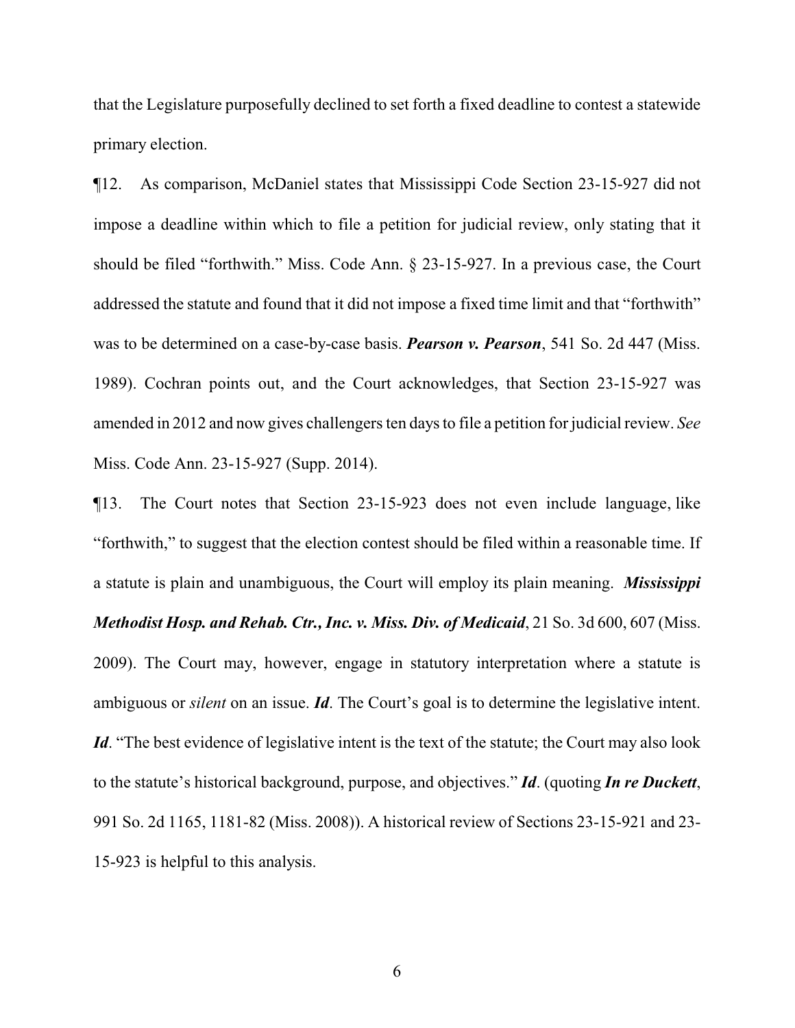that the Legislature purposefully declined to set forth a fixed deadline to contest a statewide primary election.

¶12. As comparison, McDaniel states that Mississippi Code Section 23-15-927 did not impose a deadline within which to file a petition for judicial review, only stating that it should be filed "forthwith." Miss. Code Ann. § 23-15-927. In a previous case, the Court addressed the statute and found that it did not impose a fixed time limit and that "forthwith" was to be determined on a case-by-case basis. ***Pearson v. Pearson***, 541 So. 2d 447 (Miss. 1989). Cochran points out, and the Court acknowledges, that Section 23-15-927 was amended in 2012 and now gives challengers ten days to file a petition for judicial review. *See* Miss. Code Ann. 23-15-927 (Supp. 2014).

¶13. The Court notes that Section 23-15-923 does not even include language, like "forthwith," to suggest that the election contest should be filed within a reasonable time. If a statute is plain and unambiguous, the Court will employ its plain meaning. ***Mississippi Methodist Hosp. and Rehab. Ctr., Inc. v. Miss. Div. of Medicaid***, 21 So. 3d 600, 607 (Miss. 2009). The Court may, however, engage in statutory interpretation where a statute is ambiguous or *silent* on an issue. ***Id***. The Court's goal is to determine the legislative intent. ***Id***. "The best evidence of legislative intent is the text of the statute; the Court may also look to the statute's historical background, purpose, and objectives." ***Id***. (quoting ***In re Duckett***, 991 So. 2d 1165, 1181-82 (Miss. 2008)). A historical review of Sections 23-15-921 and 23-15-923 is helpful to this analysis.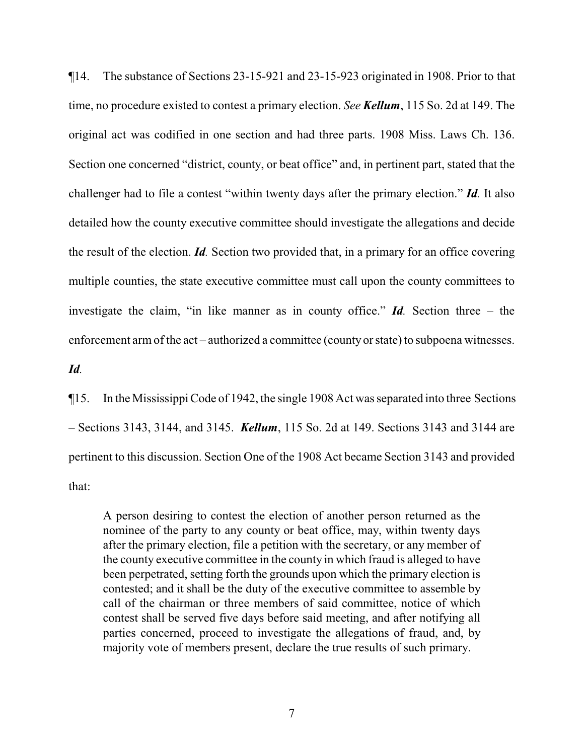¶14. The substance of Sections 23-15-921 and 23-15-923 originated in 1908. Prior to that time, no procedure existed to contest a primary election. *See* ***Kellum***, 115 So. 2d at 149. The original act was codified in one section and had three parts. 1908 Miss. Laws Ch. 136. Section one concerned "district, county, or beat office" and, in pertinent part, stated that the challenger had to file a contest "within twenty days after the primary election." ***Id.*** It also detailed how the county executive committee should investigate the allegations and decide the result of the election. ***Id.*** Section two provided that, in a primary for an office covering multiple counties, the state executive committee must call upon the county committees to investigate the claim, "in like manner as in county office." ***Id.*** Section three – the enforcement arm of the act – authorized a committee (county or state) to subpoena witnesses. ***Id.***

¶15. In the Mississippi Code of 1942, the single 1908 Act was separated into three Sections – Sections 3143, 3144, and 3145. ***Kellum***, 115 So. 2d at 149. Sections 3143 and 3144 are pertinent to this discussion. Section One of the 1908 Act became Section 3143 and provided that:

> A person desiring to contest the election of another person returned as the nominee of the party to any county or beat office, may, within twenty days after the primary election, file a petition with the secretary, or any member of the county executive committee in the county in which fraud is alleged to have been perpetrated, setting forth the grounds upon which the primary election is contested; and it shall be the duty of the executive committee to assemble by call of the chairman or three members of said committee, notice of which contest shall be served five days before said meeting, and after notifying all parties concerned, proceed to investigate the allegations of fraud, and, by majority vote of members present, declare the true results of such primary.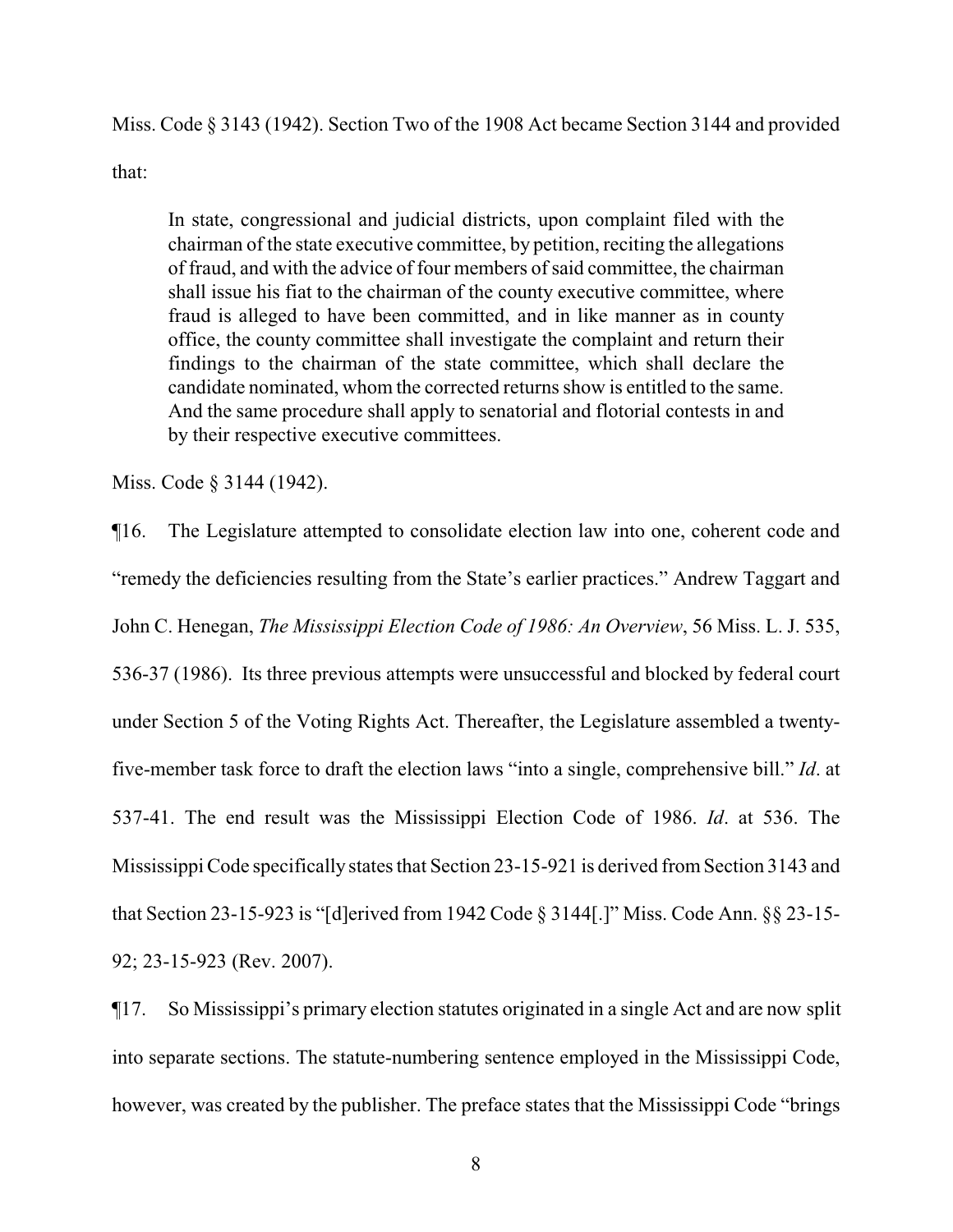Miss. Code § 3143 (1942). Section Two of the 1908 Act became Section 3144 and provided that:

> In state, congressional and judicial districts, upon complaint filed with the chairman of the state executive committee, by petition, reciting the allegations of fraud, and with the advice of four members of said committee, the chairman shall issue his fiat to the chairman of the county executive committee, where fraud is alleged to have been committed, and in like manner as in county office, the county committee shall investigate the complaint and return their findings to the chairman of the state committee, which shall declare the candidate nominated, whom the corrected returns show is entitled to the same. And the same procedure shall apply to senatorial and flotorial contests in and by their respective executive committees.

Miss. Code § 3144 (1942).

¶16. The Legislature attempted to consolidate election law into one, coherent code and "remedy the deficiencies resulting from the State's earlier practices." Andrew Taggart and John C. Henegan, *The Mississippi Election Code of 1986: An Overview*, 56 Miss. L. J. 535, 536-37 (1986). Its three previous attempts were unsuccessful and blocked by federal court under Section 5 of the Voting Rights Act. Thereafter, the Legislature assembled a twenty-five-member task force to draft the election laws "into a single, comprehensive bill." *Id*. at 537-41. The end result was the Mississippi Election Code of 1986. *Id*. at 536. The Mississippi Code specifically states that Section 23-15-921 is derived from Section 3143 and that Section 23-15-923 is "[d]erived from 1942 Code § 3144[.]" Miss. Code Ann. §§ 23-15-92; 23-15-923 (Rev. 2007).

¶17. So Mississippi's primary election statutes originated in a single Act and are now split into separate sections. The statute-numbering sentence employed in the Mississippi Code, however, was created by the publisher. The preface states that the Mississippi Code "brings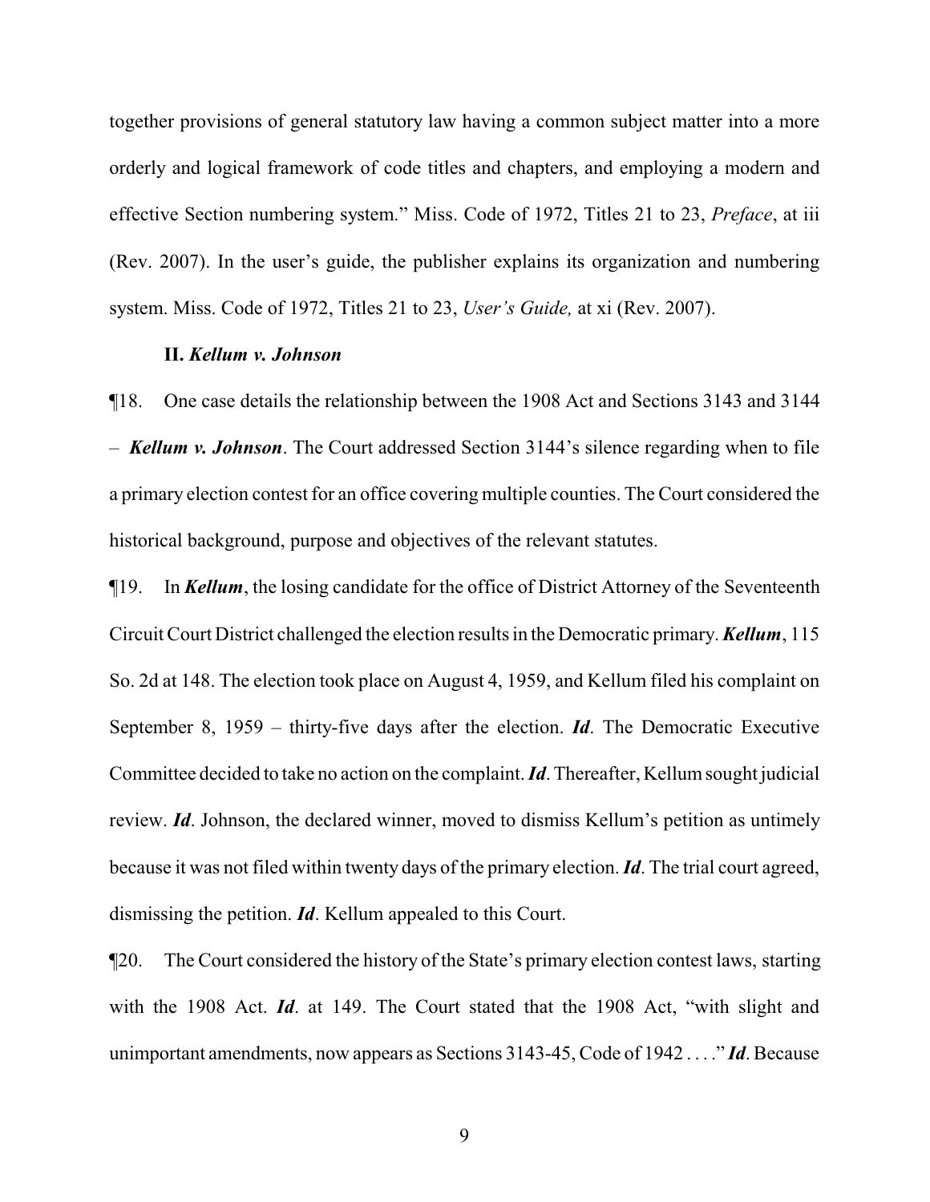together provisions of general statutory law having a common subject matter into a more orderly and logical framework of code titles and chapters, and employing a modern and effective Section numbering system." Miss. Code of 1972, Titles 21 to 23, *Preface*, at iii (Rev. 2007). In the user's guide, the publisher explains its organization and numbering system. Miss. Code of 1972, Titles 21 to 23, *User's Guide,* at xi (Rev. 2007).

**II. *Kellum v. Johnson***

¶18. One case details the relationship between the 1908 Act and Sections 3143 and 3144 – ***Kellum v. Johnson***. The Court addressed Section 3144's silence regarding when to file a primary election contest for an office covering multiple counties. The Court considered the historical background, purpose and objectives of the relevant statutes.

¶19. In ***Kellum***, the losing candidate for the office of District Attorney of the Seventeenth Circuit Court District challenged the election results in the Democratic primary. ***Kellum***, 115 So. 2d at 148. The election took place on August 4, 1959, and Kellum filed his complaint on September 8, 1959 – thirty-five days after the election. ***Id***. The Democratic Executive Committee decided to take no action on the complaint. ***Id***. Thereafter, Kellum sought judicial review. ***Id***. Johnson, the declared winner, moved to dismiss Kellum's petition as untimely because it was not filed within twenty days of the primary election. ***Id***. The trial court agreed, dismissing the petition. ***Id***. Kellum appealed to this Court.

¶20. The Court considered the history of the State's primary election contest laws, starting with the 1908 Act. ***Id***. at 149. The Court stated that the 1908 Act, "with slight and unimportant amendments, now appears as Sections 3143-45, Code of 1942 . . . ." ***Id***. Because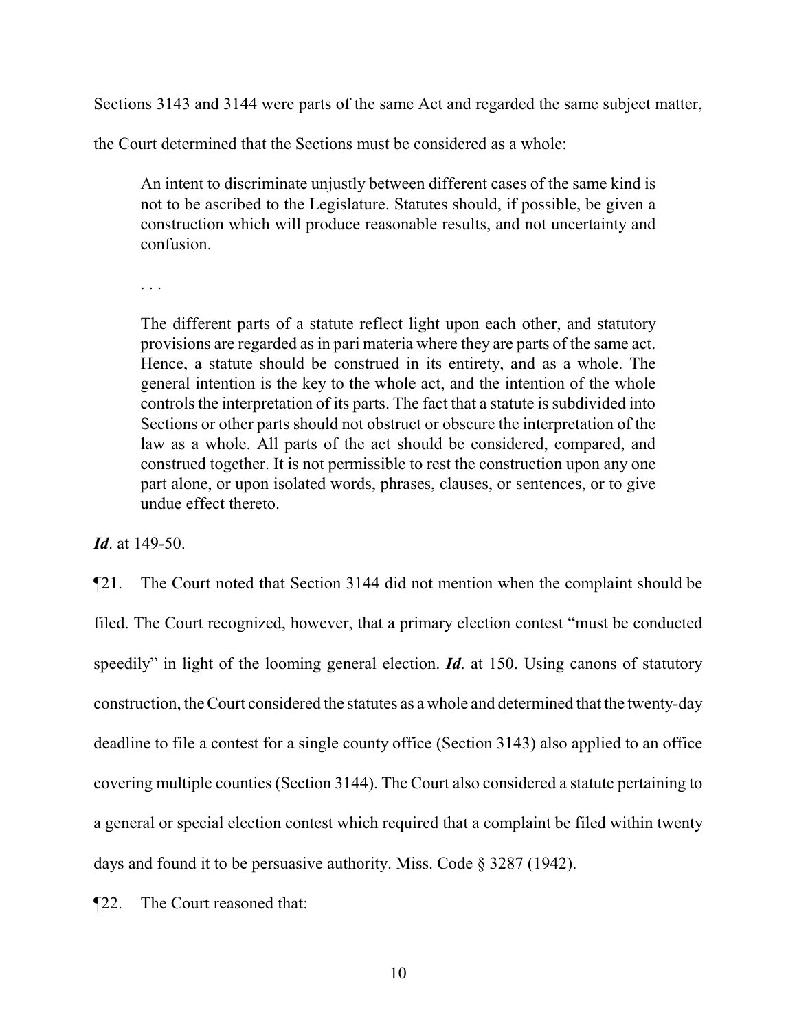Sections 3143 and 3144 were parts of the same Act and regarded the same subject matter, the Court determined that the Sections must be considered as a whole:

> An intent to discriminate unjustly between different cases of the same kind is not to be ascribed to the Legislature. Statutes should, if possible, be given a construction which will produce reasonable results, and not uncertainty and confusion.
>
> . . .
>
> The different parts of a statute reflect light upon each other, and statutory provisions are regarded as in pari materia where they are parts of the same act. Hence, a statute should be construed in its entirety, and as a whole. The general intention is the key to the whole act, and the intention of the whole controls the interpretation of its parts. The fact that a statute is subdivided into Sections or other parts should not obstruct or obscure the interpretation of the law as a whole. All parts of the act should be considered, compared, and construed together. It is not permissible to rest the construction upon any one part alone, or upon isolated words, phrases, clauses, or sentences, or to give undue effect thereto.

***Id***. at 149-50.

¶21. The Court noted that Section 3144 did not mention when the complaint should be filed. The Court recognized, however, that a primary election contest "must be conducted speedily" in light of the looming general election. ***Id***. at 150. Using canons of statutory construction, the Court considered the statutes as a whole and determined that the twenty-day deadline to file a contest for a single county office (Section 3143) also applied to an office covering multiple counties (Section 3144). The Court also considered a statute pertaining to a general or special election contest which required that a complaint be filed within twenty days and found it to be persuasive authority. Miss. Code § 3287 (1942).

¶22. The Court reasoned that: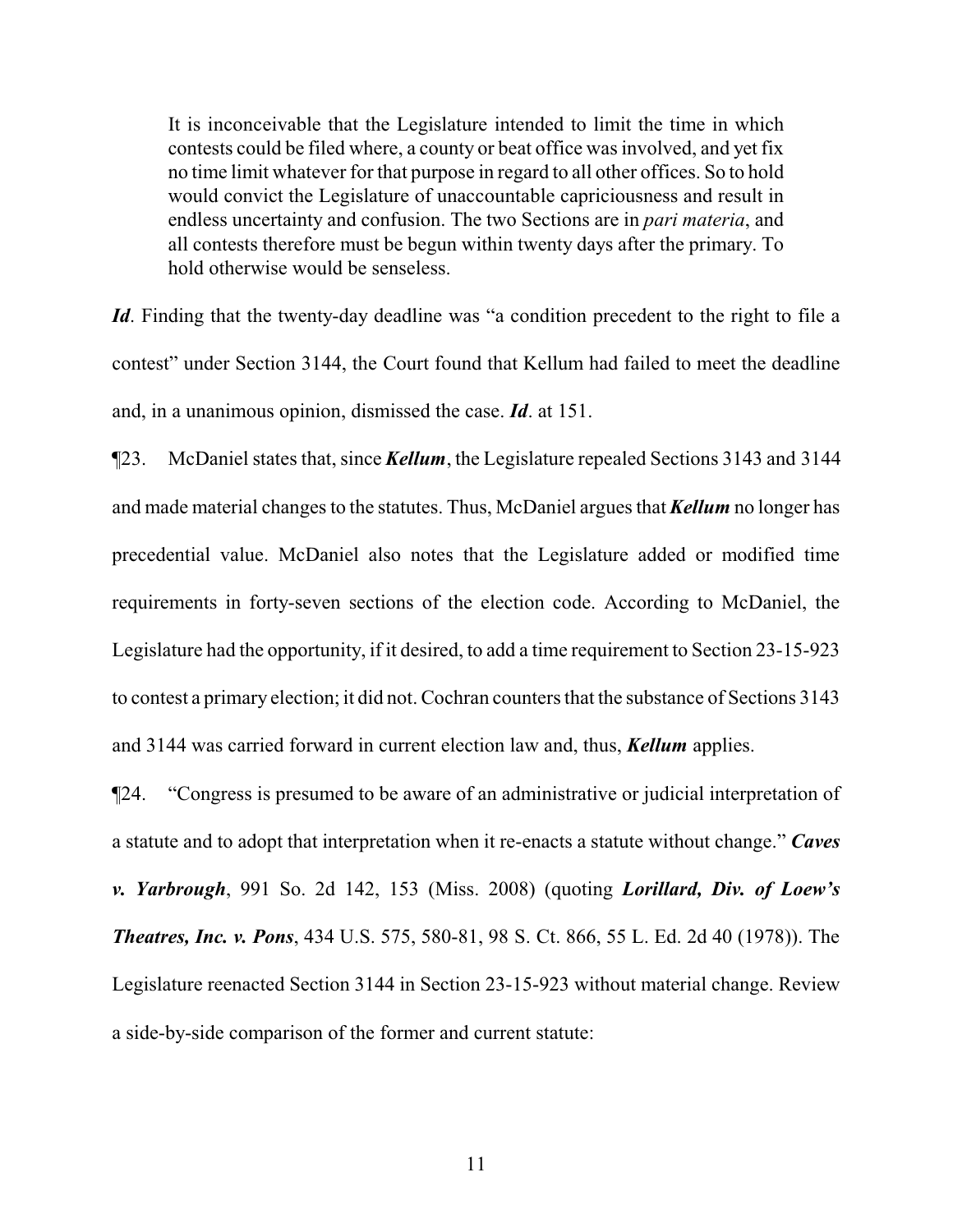> It is inconceivable that the Legislature intended to limit the time in which contests could be filed where, a county or beat office was involved, and yet fix no time limit whatever for that purpose in regard to all other offices. So to hold would convict the Legislature of unaccountable capriciousness and result in endless uncertainty and confusion. The two Sections are in *pari materia*, and all contests therefore must be begun within twenty days after the primary. To hold otherwise would be senseless.

***Id***. Finding that the twenty-day deadline was "a condition precedent to the right to file a contest" under Section 3144, the Court found that Kellum had failed to meet the deadline and, in a unanimous opinion, dismissed the case. ***Id***. at 151.

¶23. McDaniel states that, since ***Kellum***, the Legislature repealed Sections 3143 and 3144 and made material changes to the statutes. Thus, McDaniel argues that ***Kellum*** no longer has precedential value. McDaniel also notes that the Legislature added or modified time requirements in forty-seven sections of the election code. According to McDaniel, the Legislature had the opportunity, if it desired, to add a time requirement to Section 23-15-923 to contest a primary election; it did not. Cochran counters that the substance of Sections 3143 and 3144 was carried forward in current election law and, thus, ***Kellum*** applies.

¶24. "Congress is presumed to be aware of an administrative or judicial interpretation of a statute and to adopt that interpretation when it re-enacts a statute without change." ***Caves v. Yarbrough***, 991 So. 2d 142, 153 (Miss. 2008) (quoting ***Lorillard, Div. of Loew's Theatres, Inc. v. Pons***, 434 U.S. 575, 580-81, 98 S. Ct. 866, 55 L. Ed. 2d 40 (1978)). The Legislature reenacted Section 3144 in Section 23-15-923 without material change. Review a side-by-side comparison of the former and current statute: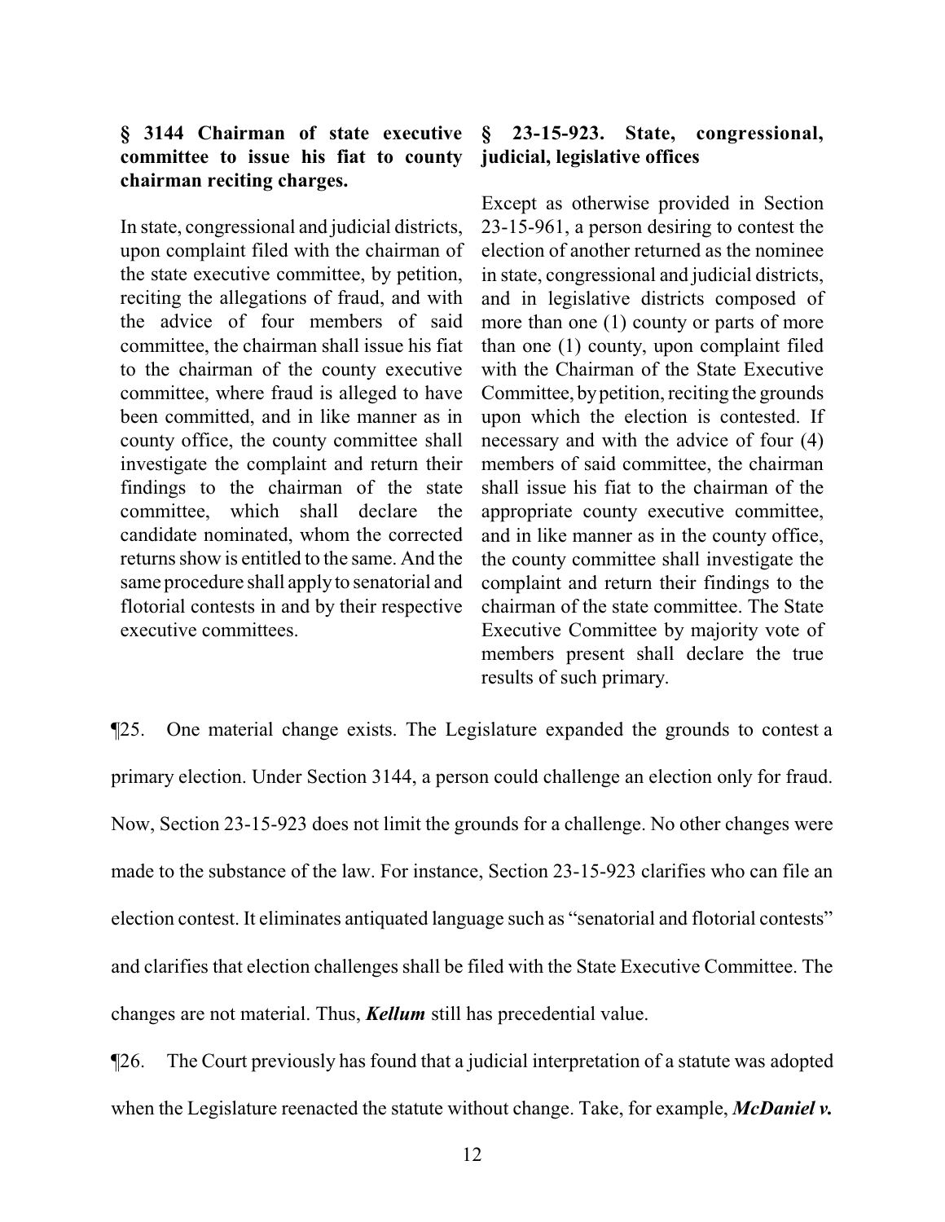**§ 3144 Chairman of state executive committee to issue his fiat to county chairman reciting charges.**

In state, congressional and judicial districts, upon complaint filed with the chairman of the state executive committee, by petition, reciting the allegations of fraud, and with the advice of four members of said committee, the chairman shall issue his fiat to the chairman of the county executive committee, where fraud is alleged to have been committed, and in like manner as in county office, the county committee shall investigate the complaint and return their findings to the chairman of the state committee, which shall declare the candidate nominated, whom the corrected returns show is entitled to the same. And the same procedure shall apply to senatorial and flotorial contests in and by their respective executive committees.

**§ 23-15-923. State, congressional, judicial, legislative offices**

Except as otherwise provided in Section 23-15-961, a person desiring to contest the election of another returned as the nominee in state, congressional and judicial districts, and in legislative districts composed of more than one (1) county or parts of more than one (1) county, upon complaint filed with the Chairman of the State Executive Committee, by petition, reciting the grounds upon which the election is contested. If necessary and with the advice of four (4) members of said committee, the chairman shall issue his fiat to the chairman of the appropriate county executive committee, and in like manner as in the county office, the county committee shall investigate the complaint and return their findings to the chairman of the state committee. The State Executive Committee by majority vote of members present shall declare the true results of such primary.

¶25. One material change exists. The Legislature expanded the grounds to contest a primary election. Under Section 3144, a person could challenge an election only for fraud. Now, Section 23-15-923 does not limit the grounds for a challenge. No other changes were made to the substance of the law. For instance, Section 23-15-923 clarifies who can file an election contest. It eliminates antiquated language such as "senatorial and flotorial contests" and clarifies that election challenges shall be filed with the State Executive Committee. The changes are not material. Thus, ***Kellum*** still has precedential value.

¶26. The Court previously has found that a judicial interpretation of a statute was adopted when the Legislature reenacted the statute without change. Take, for example, ***McDaniel v.***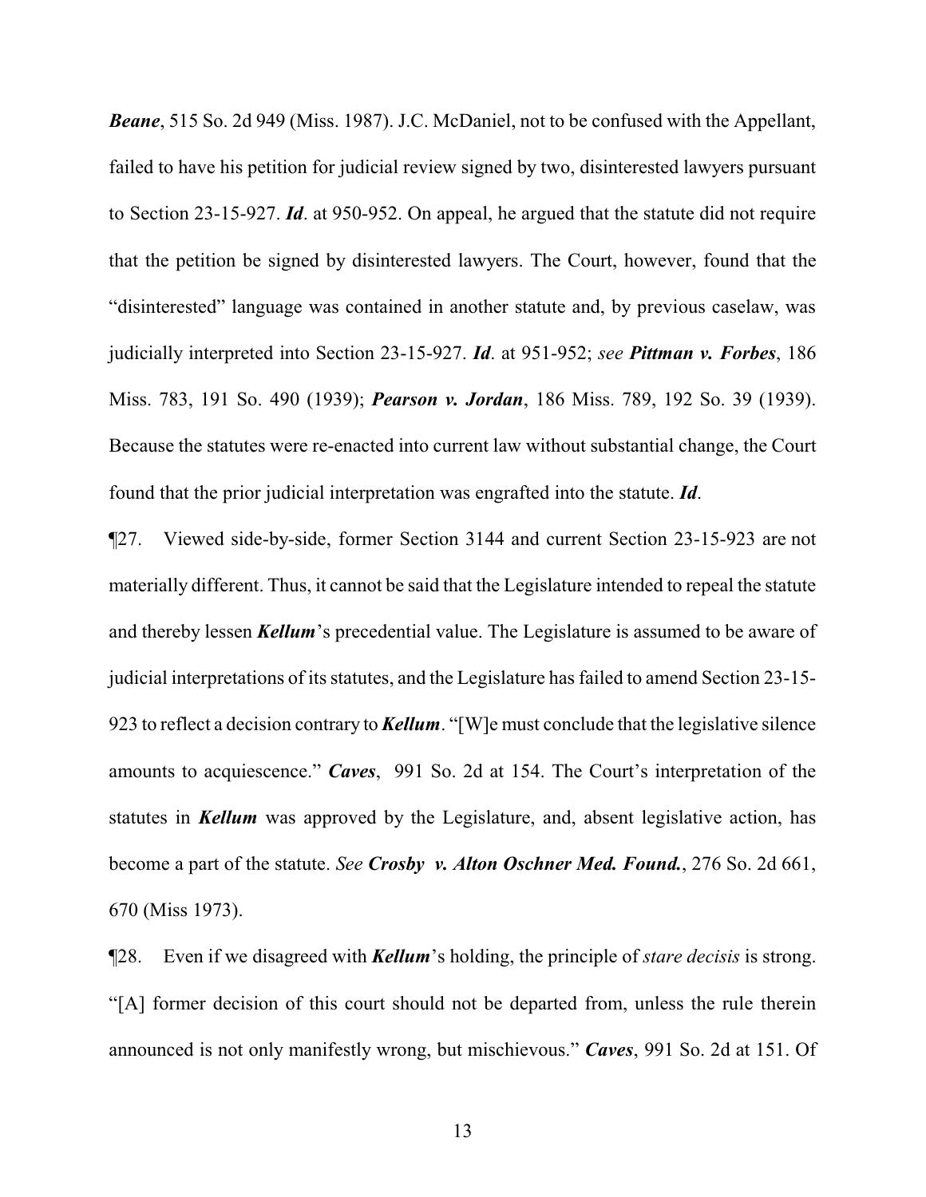***Beane***, 515 So. 2d 949 (Miss. 1987). J.C. McDaniel, not to be confused with the Appellant, failed to have his petition for judicial review signed by two, disinterested lawyers pursuant to Section 23-15-927. ***Id***. at 950-952. On appeal, he argued that the statute did not require that the petition be signed by disinterested lawyers. The Court, however, found that the "disinterested" language was contained in another statute and, by previous caselaw, was judicially interpreted into Section 23-15-927. ***Id***. at 951-952; *see* ***Pittman v. Forbes***, 186 Miss. 783, 191 So. 490 (1939); ***Pearson v. Jordan***, 186 Miss. 789, 192 So. 39 (1939). Because the statutes were re-enacted into current law without substantial change, the Court found that the prior judicial interpretation was engrafted into the statute. ***Id***.

¶27. Viewed side-by-side, former Section 3144 and current Section 23-15-923 are not materially different. Thus, it cannot be said that the Legislature intended to repeal the statute and thereby lessen ***Kellum***'s precedential value. The Legislature is assumed to be aware of judicial interpretations of its statutes, and the Legislature has failed to amend Section 23-15-923 to reflect a decision contrary to ***Kellum***. "[W]e must conclude that the legislative silence amounts to acquiescence." ***Caves***, 991 So. 2d at 154. The Court's interpretation of the statutes in ***Kellum*** was approved by the Legislature, and, absent legislative action, has become a part of the statute. *See* ***Crosby v. Alton Oschner Med. Found.***, 276 So. 2d 661, 670 (Miss 1973).

¶28. Even if we disagreed with ***Kellum***'s holding, the principle of *stare decisis* is strong. "[A] former decision of this court should not be departed from, unless the rule therein announced is not only manifestly wrong, but mischievous." ***Caves***, 991 So. 2d at 151. Of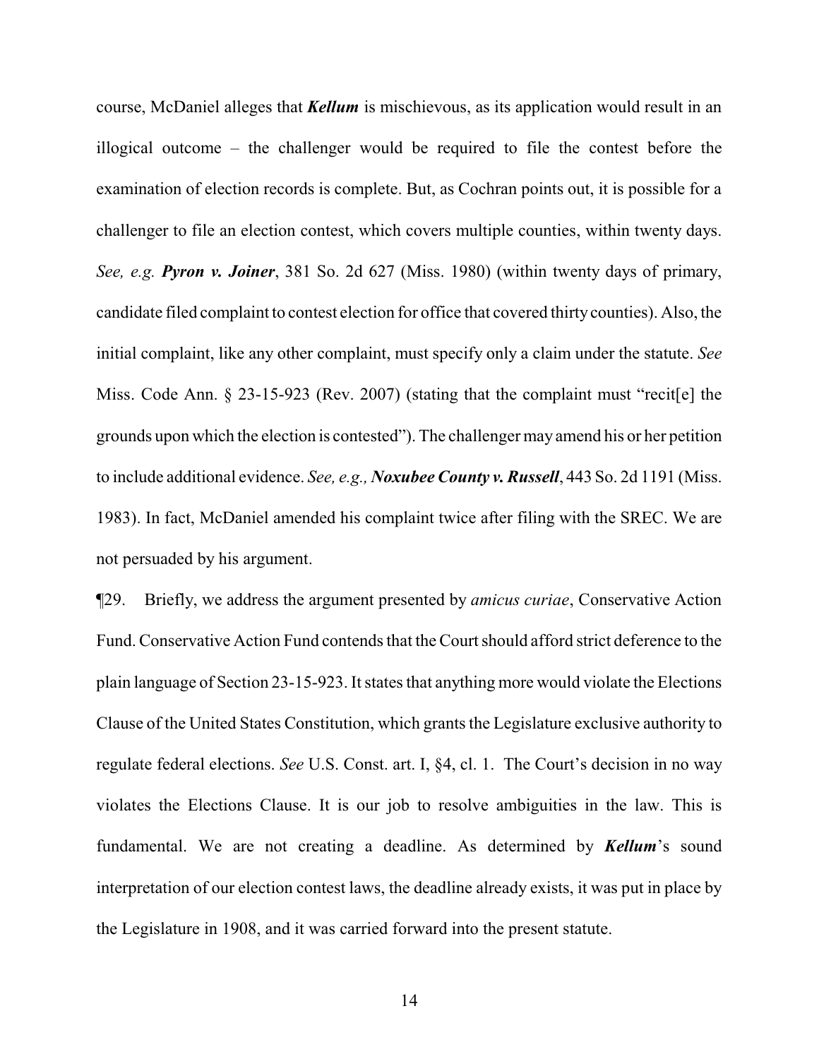course, McDaniel alleges that ***Kellum*** is mischievous, as its application would result in an illogical outcome – the challenger would be required to file the contest before the examination of election records is complete. But, as Cochran points out, it is possible for a challenger to file an election contest, which covers multiple counties, within twenty days. *See, e.g.* ***Pyron v. Joiner***, 381 So. 2d 627 (Miss. 1980) (within twenty days of primary, candidate filed complaint to contest election for office that covered thirty counties). Also, the initial complaint, like any other complaint, must specify only a claim under the statute. *See* Miss. Code Ann. § 23-15-923 (Rev. 2007) (stating that the complaint must "recit[e] the grounds upon which the election is contested"). The challenger may amend his or her petition to include additional evidence. *See, e.g.,* ***Noxubee County v. Russell***, 443 So. 2d 1191 (Miss. 1983). In fact, McDaniel amended his complaint twice after filing with the SREC. We are not persuaded by his argument.

¶29. Briefly, we address the argument presented by *amicus curiae*, Conservative Action Fund. Conservative Action Fund contends that the Court should afford strict deference to the plain language of Section 23-15-923. It states that anything more would violate the Elections Clause of the United States Constitution, which grants the Legislature exclusive authority to regulate federal elections. *See* U.S. Const. art. I, §4, cl. 1. The Court's decision in no way violates the Elections Clause. It is our job to resolve ambiguities in the law. This is fundamental. We are not creating a deadline. As determined by ***Kellum***'s sound interpretation of our election contest laws, the deadline already exists, it was put in place by the Legislature in 1908, and it was carried forward into the present statute.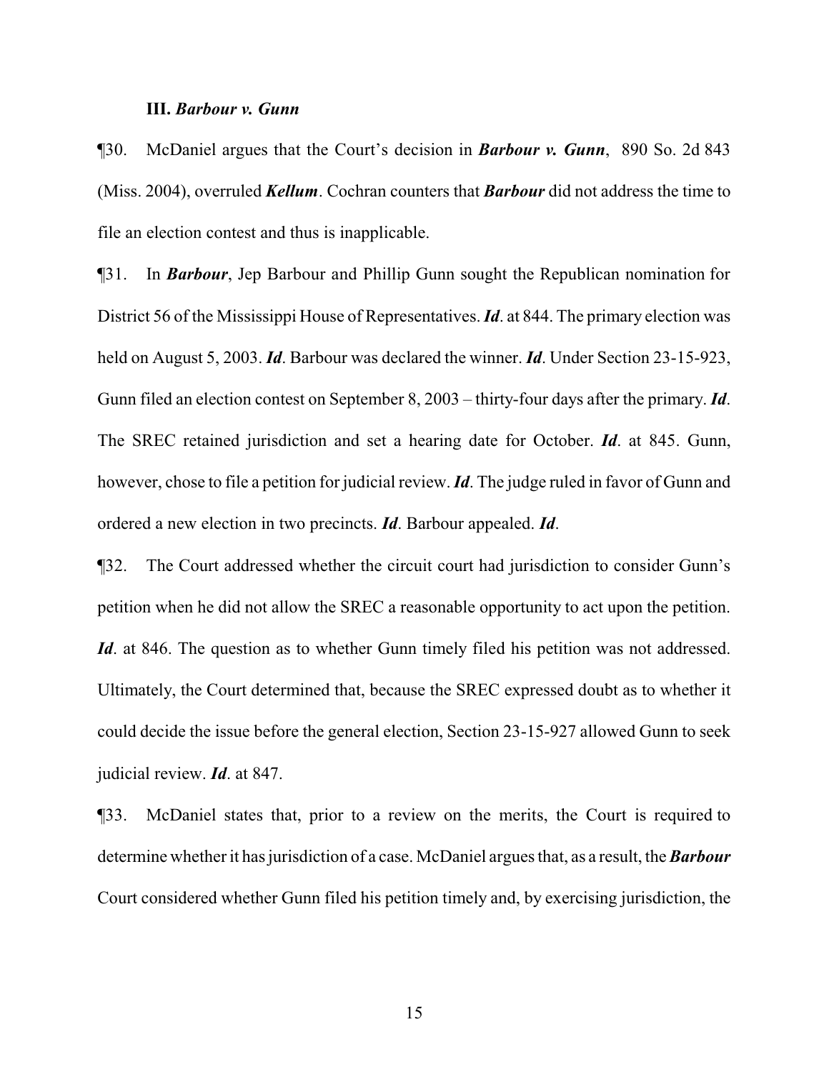### III. *Barbour v. Gunn*

¶30. McDaniel argues that the Court's decision in ***Barbour v. Gunn***, 890 So. 2d 843 (Miss. 2004), overruled ***Kellum***. Cochran counters that ***Barbour*** did not address the time to file an election contest and thus is inapplicable.

¶31. In ***Barbour***, Jep Barbour and Phillip Gunn sought the Republican nomination for District 56 of the Mississippi House of Representatives. ***Id***. at 844. The primary election was held on August 5, 2003. ***Id***. Barbour was declared the winner. ***Id***. Under Section 23-15-923, Gunn filed an election contest on September 8, 2003 – thirty-four days after the primary. ***Id***. The SREC retained jurisdiction and set a hearing date for October. ***Id***. at 845. Gunn, however, chose to file a petition for judicial review. ***Id***. The judge ruled in favor of Gunn and ordered a new election in two precincts. ***Id***. Barbour appealed. ***Id***.

¶32. The Court addressed whether the circuit court had jurisdiction to consider Gunn's petition when he did not allow the SREC a reasonable opportunity to act upon the petition. ***Id***. at 846. The question as to whether Gunn timely filed his petition was not addressed. Ultimately, the Court determined that, because the SREC expressed doubt as to whether it could decide the issue before the general election, Section 23-15-927 allowed Gunn to seek judicial review. ***Id***. at 847.

¶33. McDaniel states that, prior to a review on the merits, the Court is required to determine whether it has jurisdiction of a case. McDaniel argues that, as a result, the ***Barbour*** Court considered whether Gunn filed his petition timely and, by exercising jurisdiction, the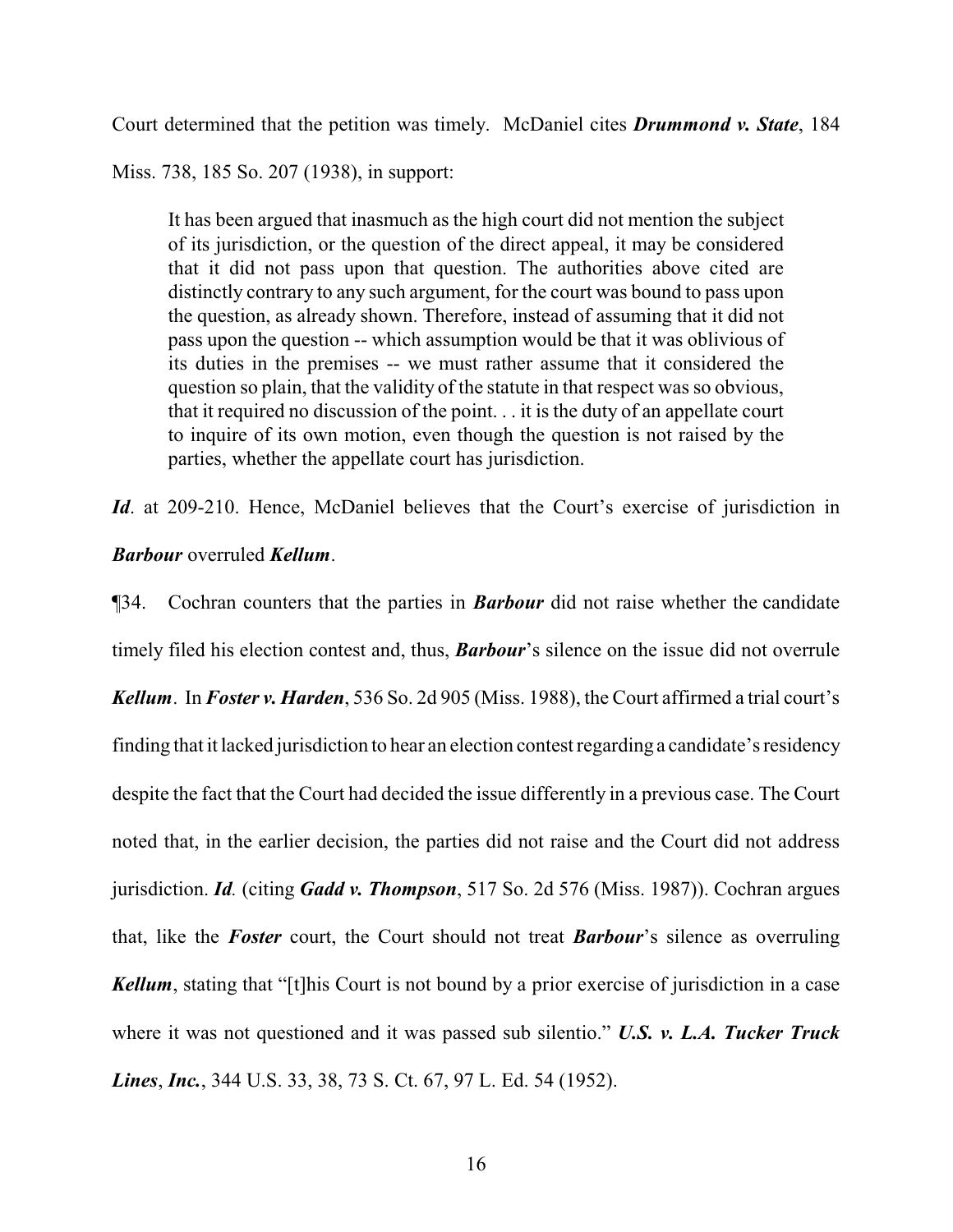Court determined that the petition was timely. McDaniel cites ***Drummond v. State***, 184 Miss. 738, 185 So. 207 (1938), in support:

> It has been argued that inasmuch as the high court did not mention the subject of its jurisdiction, or the question of the direct appeal, it may be considered that it did not pass upon that question. The authorities above cited are distinctly contrary to any such argument, for the court was bound to pass upon the question, as already shown. Therefore, instead of assuming that it did not pass upon the question -- which assumption would be that it was oblivious of its duties in the premises -- we must rather assume that it considered the question so plain, that the validity of the statute in that respect was so obvious, that it required no discussion of the point. . . it is the duty of an appellate court to inquire of its own motion, even though the question is not raised by the parties, whether the appellate court has jurisdiction.

***Id***. at 209-210. Hence, McDaniel believes that the Court's exercise of jurisdiction in ***Barbour*** overruled ***Kellum***.

¶34. Cochran counters that the parties in ***Barbour*** did not raise whether the candidate timely filed his election contest and, thus, ***Barbour***'s silence on the issue did not overrule ***Kellum***. In ***Foster v. Harden***, 536 So. 2d 905 (Miss. 1988), the Court affirmed a trial court's finding that it lacked jurisdiction to hear an election contest regarding a candidate's residency despite the fact that the Court had decided the issue differently in a previous case. The Court noted that, in the earlier decision, the parties did not raise and the Court did not address jurisdiction. ***Id.*** (citing ***Gadd v. Thompson***, 517 So. 2d 576 (Miss. 1987)). Cochran argues that, like the ***Foster*** court, the Court should not treat ***Barbour***'s silence as overruling ***Kellum***, stating that "[t]his Court is not bound by a prior exercise of jurisdiction in a case where it was not questioned and it was passed sub silentio." ***U.S. v. L.A. Tucker Truck Lines, Inc.***, 344 U.S. 33, 38, 73 S. Ct. 67, 97 L. Ed. 54 (1952).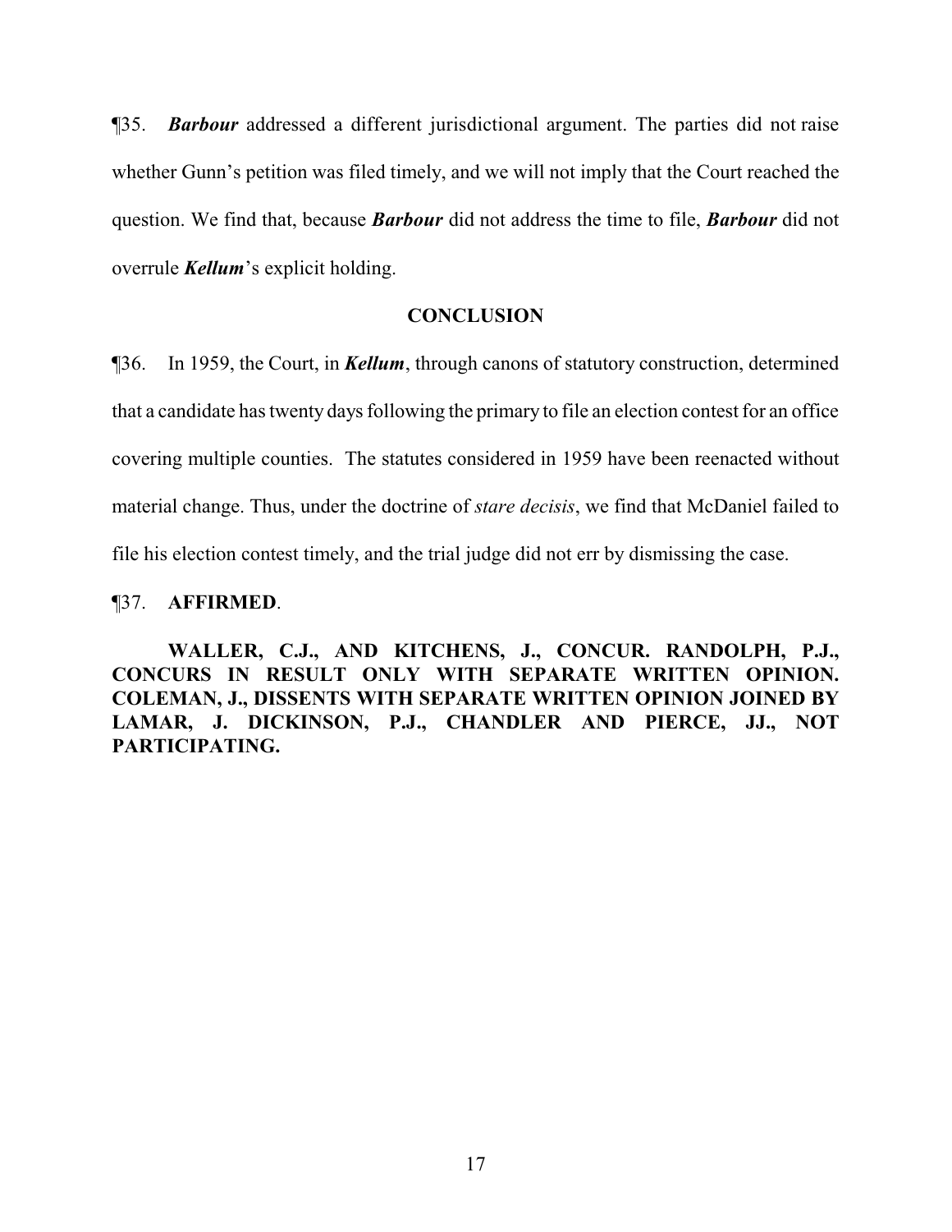¶35. ***Barbour*** addressed a different jurisdictional argument. The parties did not raise whether Gunn's petition was filed timely, and we will not imply that the Court reached the question. We find that, because ***Barbour*** did not address the time to file, ***Barbour*** did not overrule ***Kellum***'s explicit holding.

## CONCLUSION

¶36. In 1959, the Court, in ***Kellum***, through canons of statutory construction, determined that a candidate has twenty days following the primary to file an election contest for an office covering multiple counties. The statutes considered in 1959 have been reenacted without material change. Thus, under the doctrine of *stare decisis*, we find that McDaniel failed to file his election contest timely, and the trial judge did not err by dismissing the case.

¶37. **AFFIRMED**.

**WALLER, C.J., AND KITCHENS, J., CONCUR. RANDOLPH, P.J., CONCURS IN RESULT ONLY WITH SEPARATE WRITTEN OPINION. COLEMAN, J., DISSENTS WITH SEPARATE WRITTEN OPINION JOINED BY LAMAR, J. DICKINSON, P.J., CHANDLER AND PIERCE, JJ., NOT PARTICIPATING.**